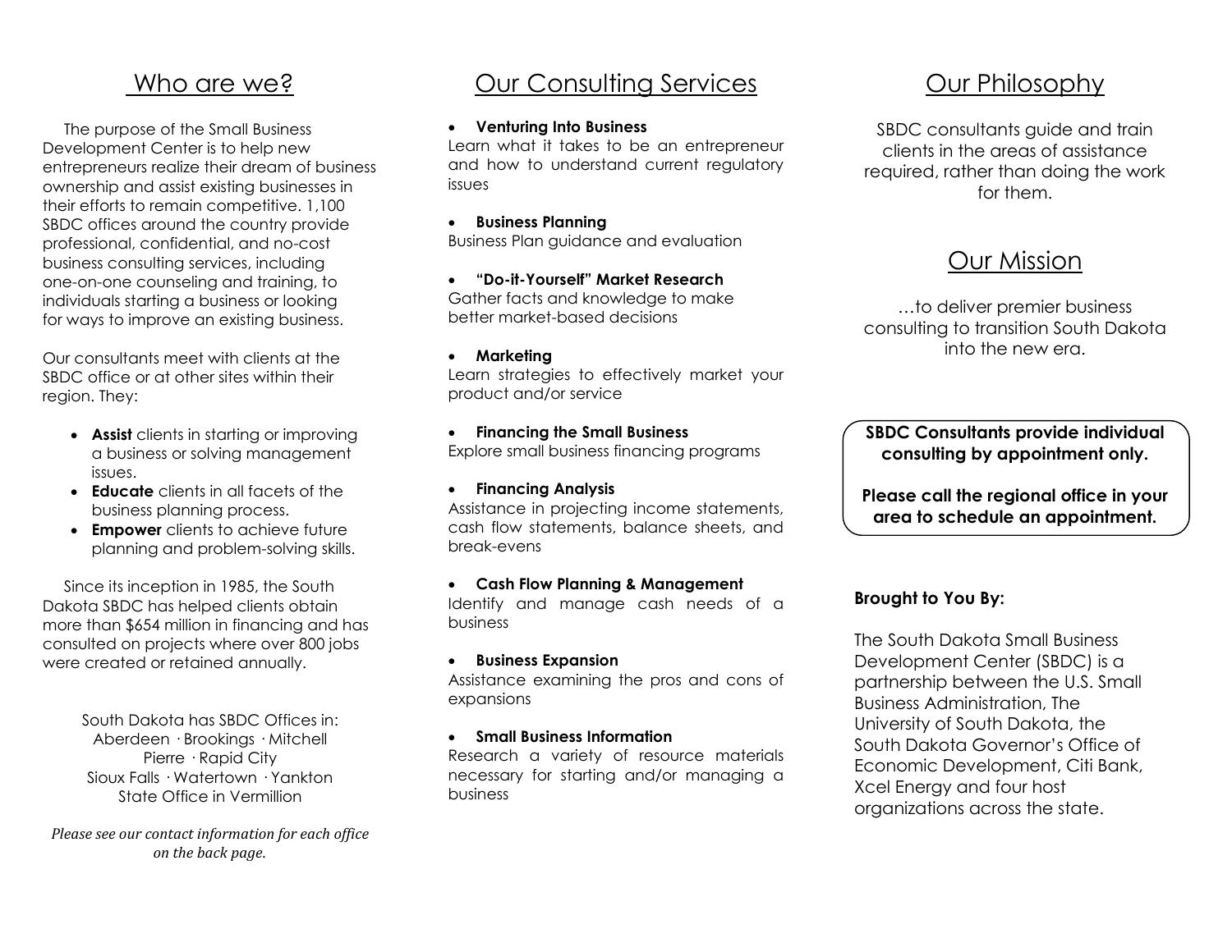## Who are we?

The purpose of the Small Business Development Center is to help new entrepreneurs realize their dream of business ownership and assist existing businesses in their efforts to remain competitive. 1,100 SBDC offices around the country provide professional, confidential, and no-cost business consulting services, including one-on-one counseling and training, to individuals starting a business or looking for ways to improve an existing business.

Our consultants meet with clients at the SBDC office or at other sites within their region. They:

- **Assist** clients in starting or improving a business or solving management issues.
- **Educate** clients in all facets of the business planning process.
- **Empower** clients to achieve future planning and problem-solving skills.

Since its inception in 1985, the South Dakota SBDC has helped clients obtain more than $654 million in financing and has consulted on projects where over 800 jobs were created or retained annually.

South Dakota has SBDC Offices in:
Aberdeen · Brookings · Mitchell
Pierre · Rapid City
Sioux Falls · Watertown · Yankton
State Office in Vermillion

*Please see our contact information for each office on the back page.*

## Our Consulting Services

- **Venturing Into Business**
Learn what it takes to be an entrepreneur and how to understand current regulatory issues

- **Business Planning**
Business Plan guidance and evaluation

- **"Do-it-Yourself" Market Research**
Gather facts and knowledge to make better market-based decisions

- **Marketing**
Learn strategies to effectively market your product and/or service

- **Financing the Small Business**
Explore small business financing programs

- **Financing Analysis**
Assistance in projecting income statements, cash flow statements, balance sheets, and break-evens

- **Cash Flow Planning & Management**
Identify and manage cash needs of a business

- **Business Expansion**
Assistance examining the pros and cons of expansions

- **Small Business Information**
Research a variety of resource materials necessary for starting and/or managing a business

## Our Philosophy

SBDC consultants guide and train clients in the areas of assistance required, rather than doing the work for them.

## Our Mission

…to deliver premier business consulting to transition South Dakota into the new era.

**SBDC Consultants provide individual consulting by appointment only.**

**Please call the regional office in your area to schedule an appointment.**

**Brought to You By:**

The South Dakota Small Business Development Center (SBDC) is a partnership between the U.S. Small Business Administration, The University of South Dakota, the South Dakota Governor's Office of Economic Development, Citi Bank, Xcel Energy and four host organizations across the state.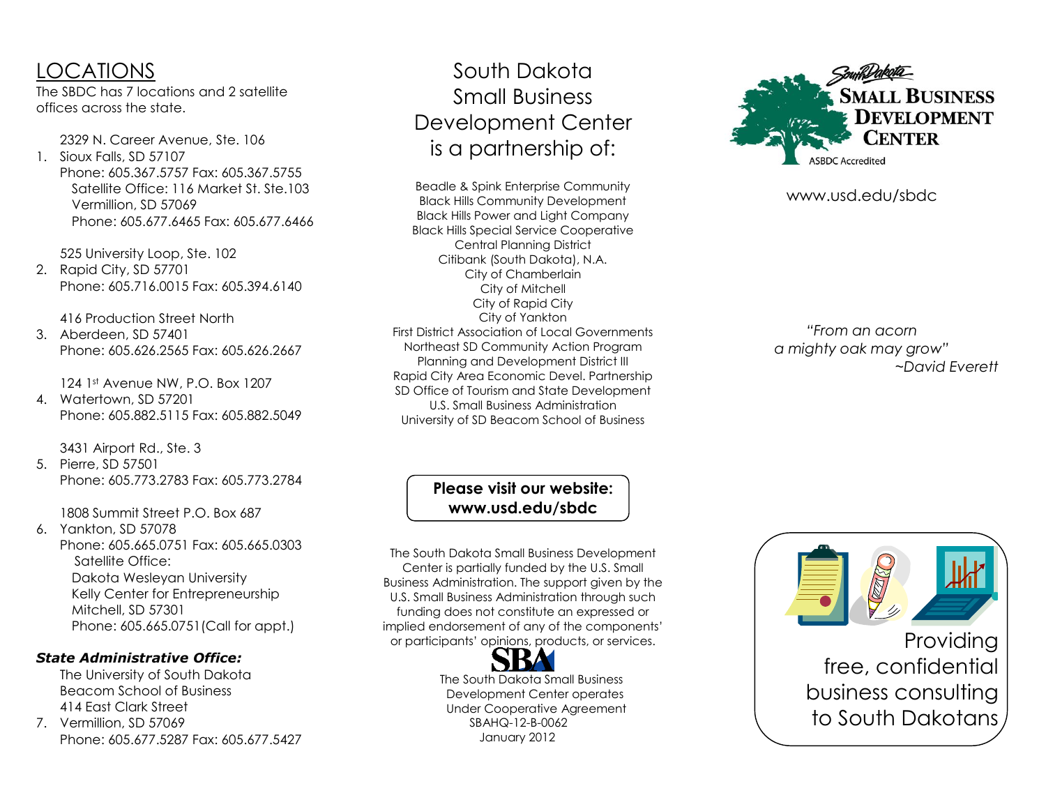# LOCATIONS

The SBDC has 7 locations and 2 satellite offices across the state.

1. 2329 N. Career Avenue, Ste. 106
   Sioux Falls, SD 57107
   Phone: 605.367.5757 Fax: 605.367.5755
   Satellite Office: 116 Market St. Ste.103
   Vermillion, SD 57069
   Phone: 605.677.6465 Fax: 605.677.6466

2. 525 University Loop, Ste. 102
   Rapid City, SD 57701
   Phone: 605.716.0015 Fax: 605.394.6140

3. 416 Production Street North
   Aberdeen, SD 57401
   Phone: 605.626.2565 Fax: 605.626.2667

4. 124 1st Avenue NW, P.O. Box 1207
   Watertown, SD 57201
   Phone: 605.882.5115 Fax: 605.882.5049

5. 3431 Airport Rd., Ste. 3
   Pierre, SD 57501
   Phone: 605.773.2783 Fax: 605.773.2784

6. 1808 Summit Street P.O. Box 687
   Yankton, SD 57078
   Phone: 605.665.0751 Fax: 605.665.0303
   Satellite Office:
   Dakota Wesleyan University
   Kelly Center for Entrepreneurship
   Mitchell, SD 57301
   Phone: 605.665.0751(Call for appt.)

***State Administrative Office:***

7. The University of South Dakota
   Beacom School of Business
   414 East Clark Street
   Vermillion, SD 57069
   Phone: 605.677.5287 Fax: 605.677.5427

# South Dakota Small Business Development Center is a partnership of:

Beadle & Spink Enterprise Community
Black Hills Community Development
Black Hills Power and Light Company
Black Hills Special Service Cooperative
Central Planning District
Citibank (South Dakota), N.A.
City of Chamberlain
City of Mitchell
City of Rapid City
City of Yankton
First District Association of Local Governments
Northeast SD Community Action Program
Planning and Development District III
Rapid City Area Economic Devel. Partnership
SD Office of Tourism and State Development
U.S. Small Business Administration
University of SD Beacom School of Business

**Please visit our website: www.usd.edu/sbdc**

The South Dakota Small Business Development Center is partially funded by the U.S. Small Business Administration. The support given by the U.S. Small Business Administration through such funding does not constitute an expressed or implied endorsement of any of the components' or participants' opinions, products, or services.

SBA

The South Dakota Small Business Development Center operates Under Cooperative Agreement SBAHQ-12-B-0062
January 2012

South Dakota
**SMALL BUSINESS DEVELOPMENT CENTER**
ASBDC Accredited

www.usd.edu/sbdc

*"From an acorn a mighty oak may grow"*
*~David Everett*

Providing free, confidential business consulting to South Dakotans